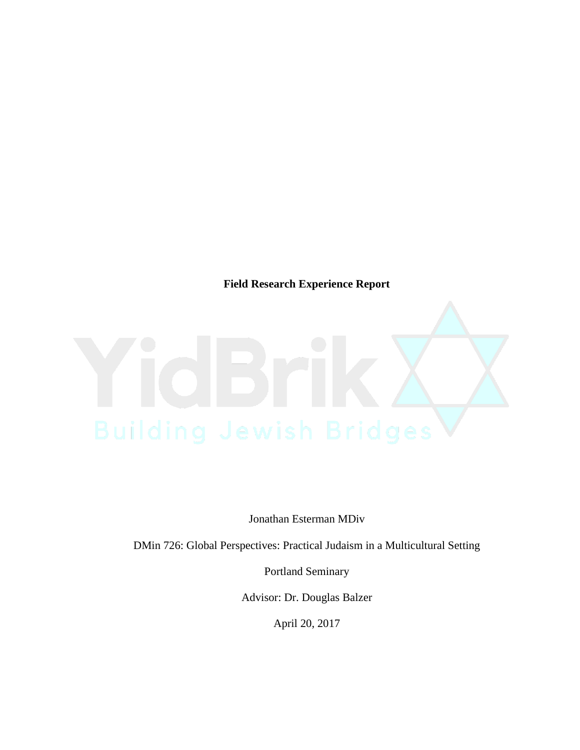**Field Research Experience Report**

YidBrik

Building Jewish Bridges

Jonathan Esterman MDiv

DMin 726: Global Perspectives: Practical Judaism in a Multicultural Setting

Portland Seminary

Advisor: Dr. Douglas Balzer

April 20, 2017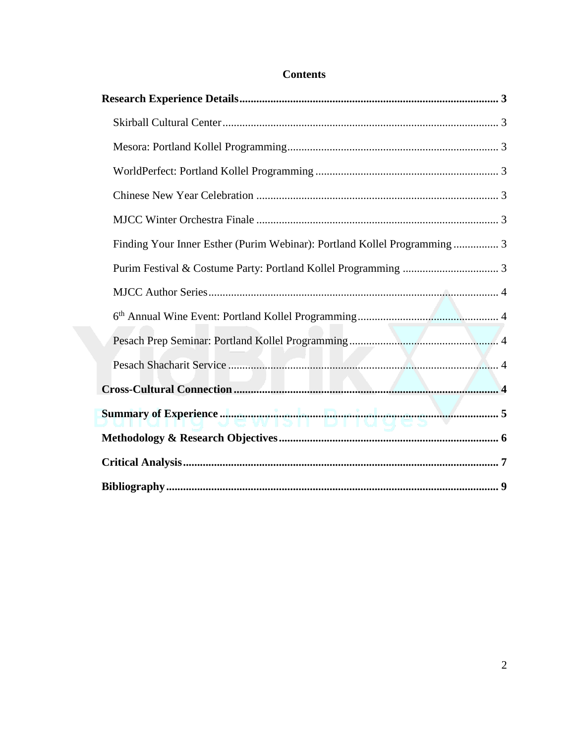# Contents

**Research Experience Details** .......... 3

- Skirball Cultural Center .......... 3
- Mesora: Portland Kollel Programming .......... 3
- WorldPerfect: Portland Kollel Programming .......... 3
- Chinese New Year Celebration .......... 3
- MJCC Winter Orchestra Finale .......... 3
- Finding Your Inner Esther (Purim Webinar): Portland Kollel Programming .......... 3
- Purim Festival & Costume Party: Portland Kollel Programming .......... 3
- MJCC Author Series .......... 4
- 6th Annual Wine Event: Portland Kollel Programming .......... 4
- Pesach Prep Seminar: Portland Kollel Programming .......... 4
- Pesach Shacharit Service .......... 4

**Cross-Cultural Connection** .......... 4

**Summary of Experience** .......... 5

**Methodology & Research Objectives** .......... 6

**Critical Analysis** .......... 7

**Bibliography** .......... 9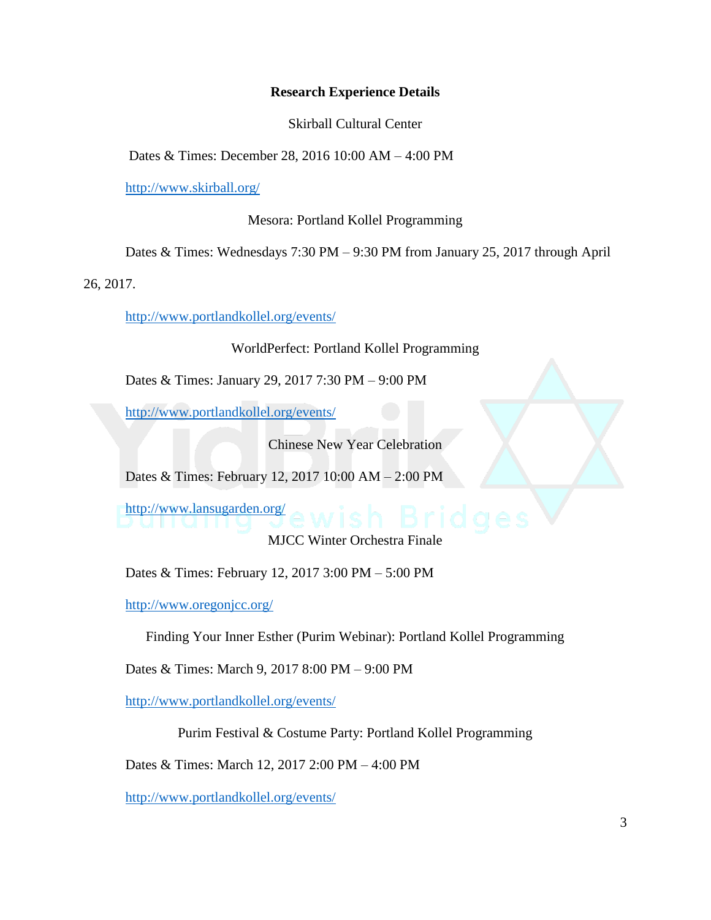**Research Experience Details**

Skirball Cultural Center

Dates & Times: December 28, 2016 10:00 AM – 4:00 PM

http://www.skirball.org/

Mesora: Portland Kollel Programming

Dates & Times: Wednesdays 7:30 PM – 9:30 PM from January 25, 2017 through April 26, 2017.

http://www.portlandkollel.org/events/

WorldPerfect: Portland Kollel Programming

Dates & Times: January 29, 2017 7:30 PM – 9:00 PM

http://www.portlandkollel.org/events/

Chinese New Year Celebration

Dates & Times: February 12, 2017 10:00 AM – 2:00 PM

http://www.lansugarden.org/

MJCC Winter Orchestra Finale

Dates & Times: February 12, 2017 3:00 PM – 5:00 PM

http://www.oregonjcc.org/

Finding Your Inner Esther (Purim Webinar): Portland Kollel Programming

Dates & Times: March 9, 2017 8:00 PM – 9:00 PM

http://www.portlandkollel.org/events/

Purim Festival & Costume Party: Portland Kollel Programming

Dates & Times: March 12, 2017 2:00 PM – 4:00 PM

http://www.portlandkollel.org/events/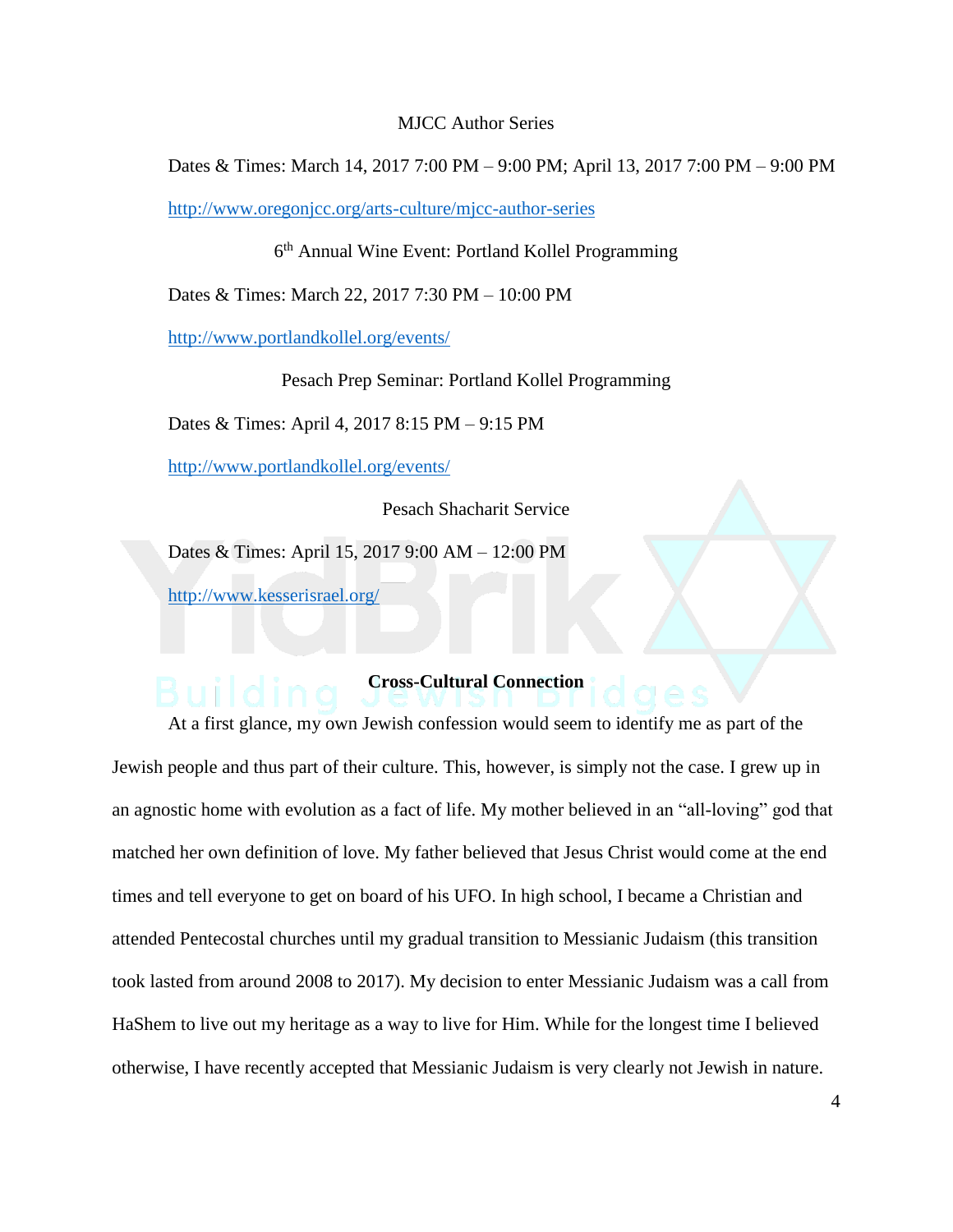MJCC Author Series

Dates & Times: March 14, 2017 7:00 PM – 9:00 PM; April 13, 2017 7:00 PM – 9:00 PM

http://www.oregonjcc.org/arts-culture/mjcc-author-series

6th Annual Wine Event: Portland Kollel Programming

Dates & Times: March 22, 2017 7:30 PM – 10:00 PM

http://www.portlandkollel.org/events/

Pesach Prep Seminar: Portland Kollel Programming

Dates & Times: April 4, 2017 8:15 PM – 9:15 PM

http://www.portlandkollel.org/events/

Pesach Shacharit Service

Dates & Times: April 15, 2017 9:00 AM – 12:00 PM

http://www.kesserisrael.org/

**Cross-Cultural Connection**

At a first glance, my own Jewish confession would seem to identify me as part of the Jewish people and thus part of their culture. This, however, is simply not the case. I grew up in an agnostic home with evolution as a fact of life. My mother believed in an "all-loving" god that matched her own definition of love. My father believed that Jesus Christ would come at the end times and tell everyone to get on board of his UFO. In high school, I became a Christian and attended Pentecostal churches until my gradual transition to Messianic Judaism (this transition took lasted from around 2008 to 2017). My decision to enter Messianic Judaism was a call from HaShem to live out my heritage as a way to live for Him. While for the longest time I believed otherwise, I have recently accepted that Messianic Judaism is very clearly not Jewish in nature.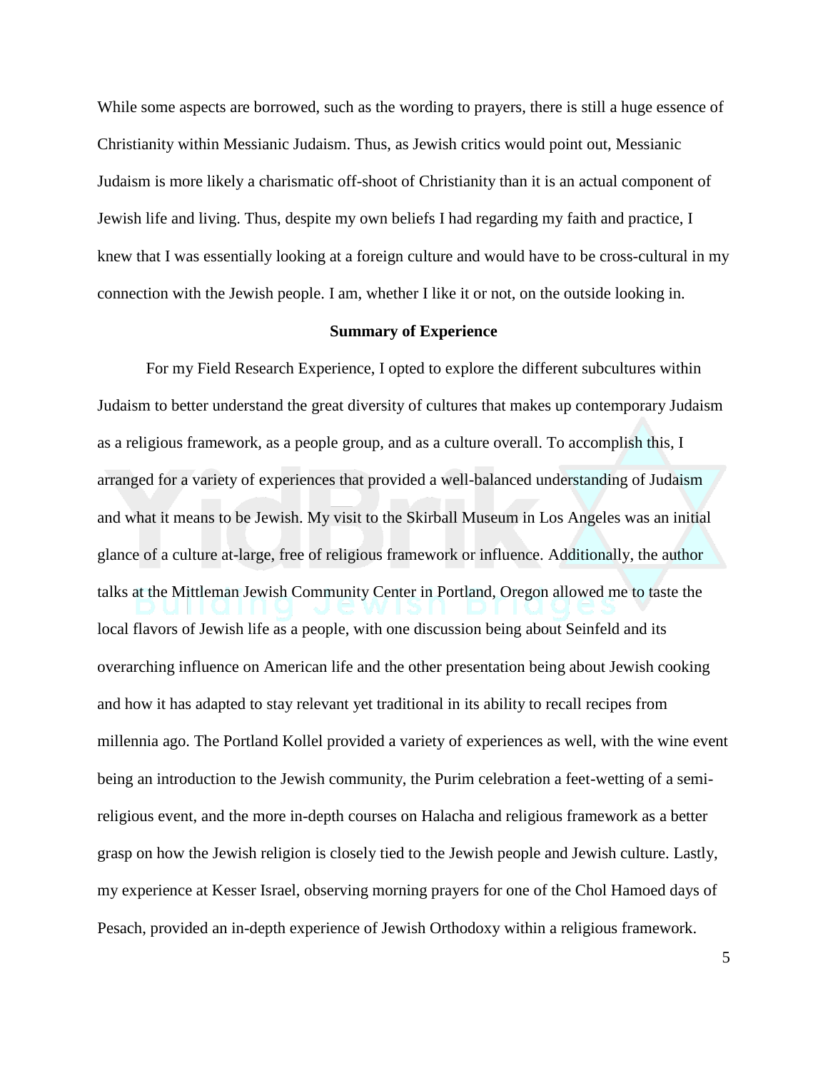While some aspects are borrowed, such as the wording to prayers, there is still a huge essence of Christianity within Messianic Judaism. Thus, as Jewish critics would point out, Messianic Judaism is more likely a charismatic off-shoot of Christianity than it is an actual component of Jewish life and living. Thus, despite my own beliefs I had regarding my faith and practice, I knew that I was essentially looking at a foreign culture and would have to be cross-cultural in my connection with the Jewish people. I am, whether I like it or not, on the outside looking in.

## Summary of Experience

For my Field Research Experience, I opted to explore the different subcultures within Judaism to better understand the great diversity of cultures that makes up contemporary Judaism as a religious framework, as a people group, and as a culture overall. To accomplish this, I arranged for a variety of experiences that provided a well-balanced understanding of Judaism and what it means to be Jewish. My visit to the Skirball Museum in Los Angeles was an initial glance of a culture at-large, free of religious framework or influence. Additionally, the author talks at the Mittleman Jewish Community Center in Portland, Oregon allowed me to taste the local flavors of Jewish life as a people, with one discussion being about Seinfeld and its overarching influence on American life and the other presentation being about Jewish cooking and how it has adapted to stay relevant yet traditional in its ability to recall recipes from millennia ago. The Portland Kollel provided a variety of experiences as well, with the wine event being an introduction to the Jewish community, the Purim celebration a feet-wetting of a semi-religious event, and the more in-depth courses on Halacha and religious framework as a better grasp on how the Jewish religion is closely tied to the Jewish people and Jewish culture. Lastly, my experience at Kesser Israel, observing morning prayers for one of the Chol Hamoed days of Pesach, provided an in-depth experience of Jewish Orthodoxy within a religious framework.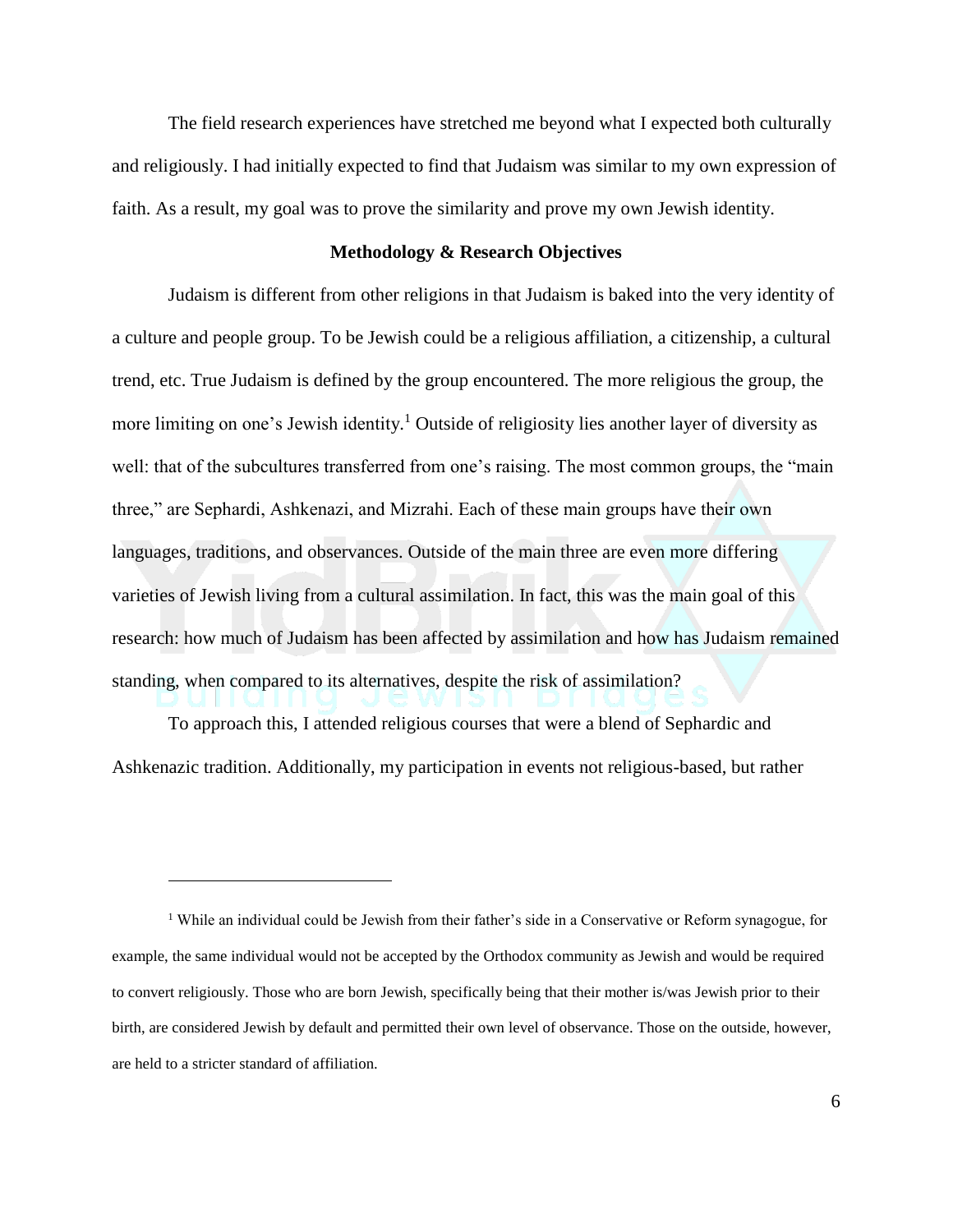The field research experiences have stretched me beyond what I expected both culturally and religiously. I had initially expected to find that Judaism was similar to my own expression of faith. As a result, my goal was to prove the similarity and prove my own Jewish identity.

**Methodology & Research Objectives**

Judaism is different from other religions in that Judaism is baked into the very identity of a culture and people group. To be Jewish could be a religious affiliation, a citizenship, a cultural trend, etc. True Judaism is defined by the group encountered. The more religious the group, the more limiting on one's Jewish identity.[1] Outside of religiosity lies another layer of diversity as well: that of the subcultures transferred from one's raising. The most common groups, the "main three," are Sephardi, Ashkenazi, and Mizrahi. Each of these main groups have their own languages, traditions, and observances. Outside of the main three are even more differing varieties of Jewish living from a cultural assimilation. In fact, this was the main goal of this research: how much of Judaism has been affected by assimilation and how has Judaism remained standing, when compared to its alternatives, despite the risk of assimilation?

To approach this, I attended religious courses that were a blend of Sephardic and Ashkenazic tradition. Additionally, my participation in events not religious-based, but rather

[1] While an individual could be Jewish from their father's side in a Conservative or Reform synagogue, for example, the same individual would not be accepted by the Orthodox community as Jewish and would be required to convert religiously. Those who are born Jewish, specifically being that their mother is/was Jewish prior to their birth, are considered Jewish by default and permitted their own level of observance. Those on the outside, however, are held to a stricter standard of affiliation.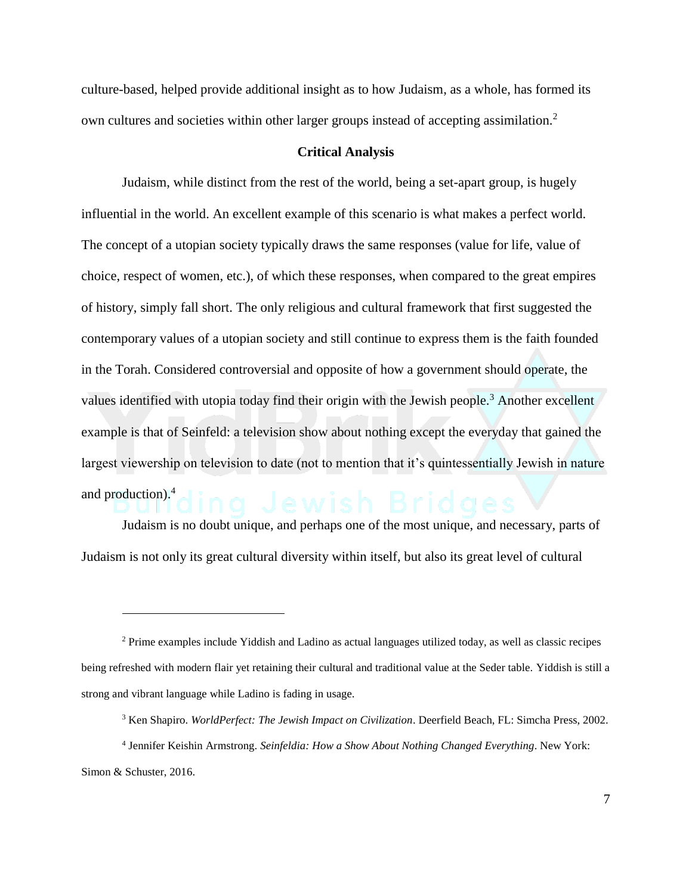culture-based, helped provide additional insight as to how Judaism, as a whole, has formed its own cultures and societies within other larger groups instead of accepting assimilation.[2]

## Critical Analysis

Judaism, while distinct from the rest of the world, being a set-apart group, is hugely influential in the world. An excellent example of this scenario is what makes a perfect world. The concept of a utopian society typically draws the same responses (value for life, value of choice, respect of women, etc.), of which these responses, when compared to the great empires of history, simply fall short. The only religious and cultural framework that first suggested the contemporary values of a utopian society and still continue to express them is the faith founded in the Torah. Considered controversial and opposite of how a government should operate, the values identified with utopia today find their origin with the Jewish people.[3] Another excellent example is that of Seinfeld: a television show about nothing except the everyday that gained the largest viewership on television to date (not to mention that it's quintessentially Jewish in nature and production).[4]

Judaism is no doubt unique, and perhaps one of the most unique, and necessary, parts of Judaism is not only its great cultural diversity within itself, but also its great level of cultural

---

[2] Prime examples include Yiddish and Ladino as actual languages utilized today, as well as classic recipes being refreshed with modern flair yet retaining their cultural and traditional value at the Seder table. Yiddish is still a strong and vibrant language while Ladino is fading in usage.

[3] Ken Shapiro. *WorldPerfect: The Jewish Impact on Civilization*. Deerfield Beach, FL: Simcha Press, 2002.

[4] Jennifer Keishin Armstrong. *Seinfeldia: How a Show About Nothing Changed Everything*. New York: Simon & Schuster, 2016.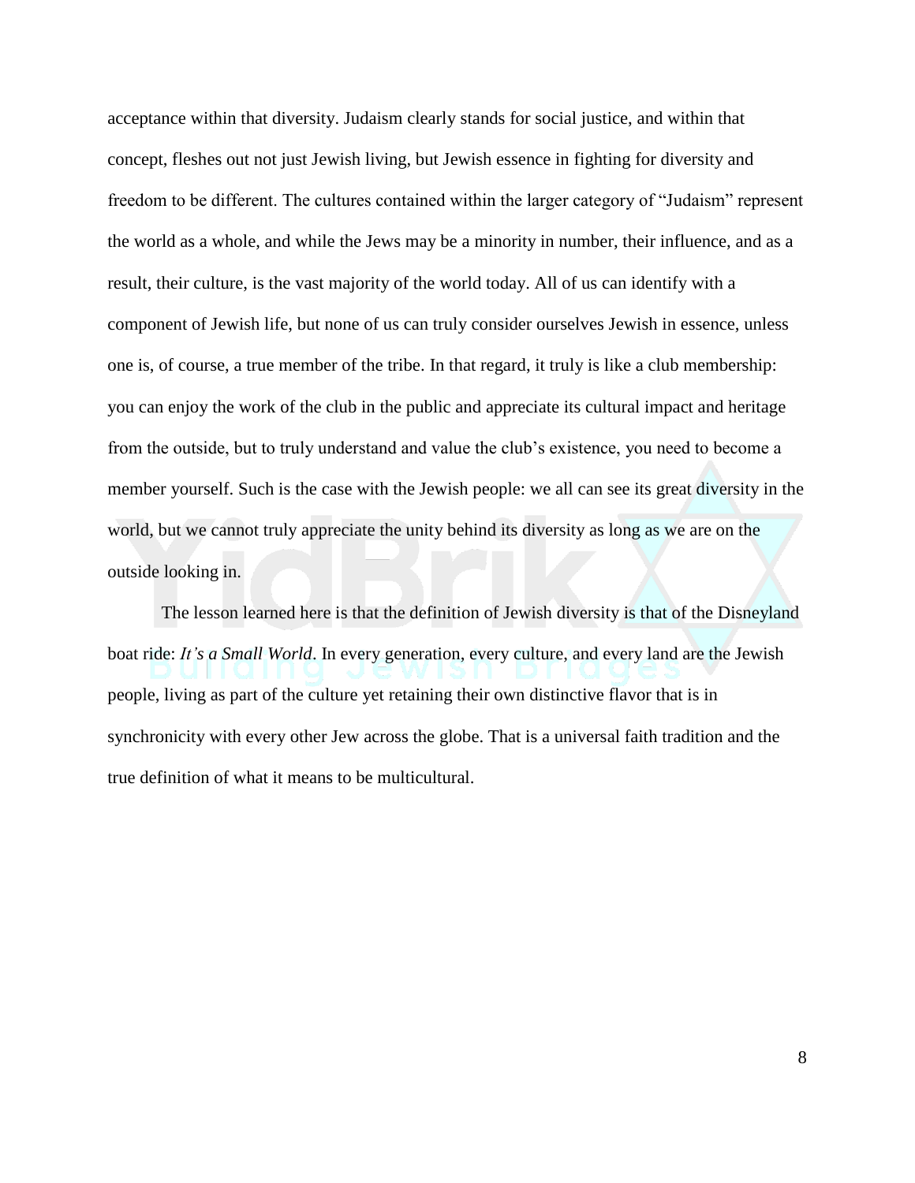acceptance within that diversity. Judaism clearly stands for social justice, and within that concept, fleshes out not just Jewish living, but Jewish essence in fighting for diversity and freedom to be different. The cultures contained within the larger category of "Judaism" represent the world as a whole, and while the Jews may be a minority in number, their influence, and as a result, their culture, is the vast majority of the world today. All of us can identify with a component of Jewish life, but none of us can truly consider ourselves Jewish in essence, unless one is, of course, a true member of the tribe. In that regard, it truly is like a club membership: you can enjoy the work of the club in the public and appreciate its cultural impact and heritage from the outside, but to truly understand and value the club's existence, you need to become a member yourself. Such is the case with the Jewish people: we all can see its great diversity in the world, but we cannot truly appreciate the unity behind its diversity as long as we are on the outside looking in.

The lesson learned here is that the definition of Jewish diversity is that of the Disneyland boat ride: *It's a Small World*. In every generation, every culture, and every land are the Jewish people, living as part of the culture yet retaining their own distinctive flavor that is in synchronicity with every other Jew across the globe. That is a universal faith tradition and the true definition of what it means to be multicultural.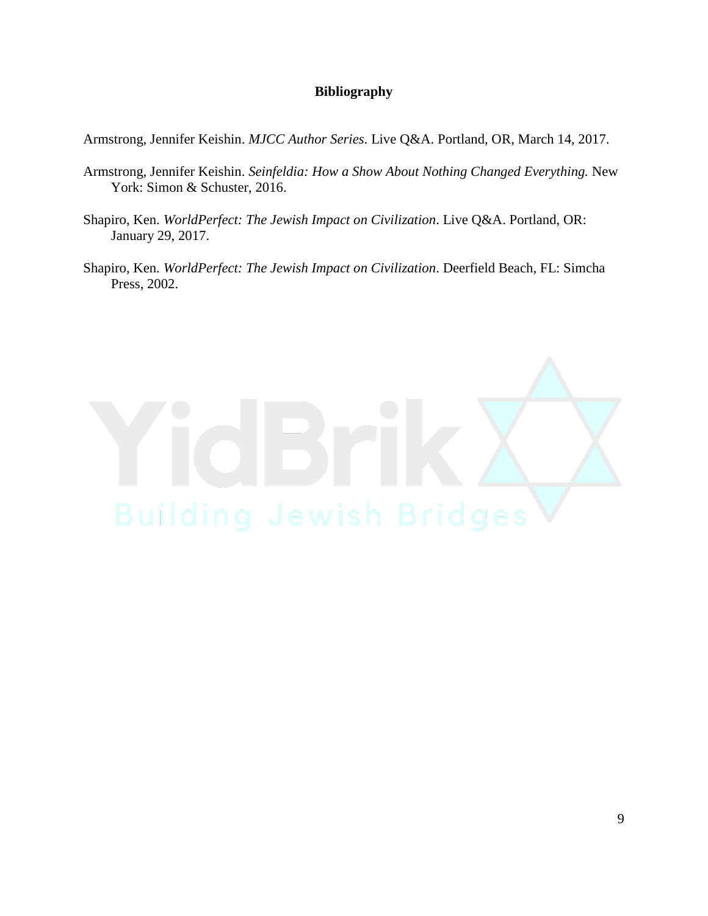## Bibliography

Armstrong, Jennifer Keishin. *MJCC Author Series*. Live Q&A. Portland, OR, March 14, 2017.

Armstrong, Jennifer Keishin. *Seinfeldia: How a Show About Nothing Changed Everything.* New York: Simon & Schuster, 2016.

Shapiro, Ken. *WorldPerfect: The Jewish Impact on Civilization*. Live Q&A. Portland, OR: January 29, 2017.

Shapiro, Ken. *WorldPerfect: The Jewish Impact on Civilization*. Deerfield Beach, FL: Simcha Press, 2002.